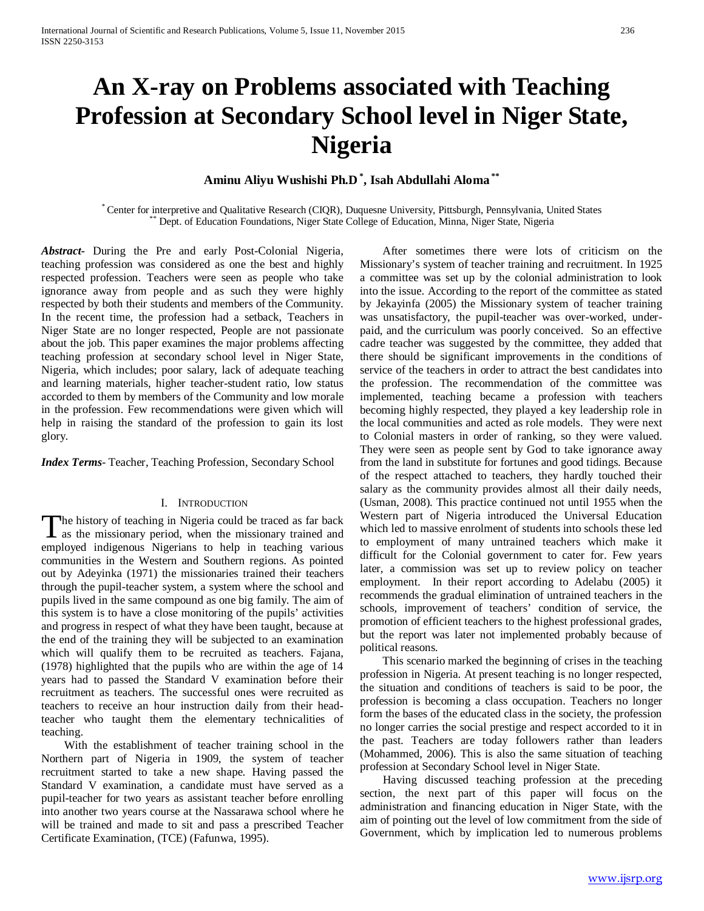# An X-ray on Problems associated with Teaching Profession at Secondary School level in Niger State, Nigeria

**Aminu Aliyu Wushishi Ph.D [*], Isah Abdullahi Aloma [**]**

[*] Center for interpretive and Qualitative Research (CIQR), Duquesne University, Pittsburgh, Pennsylvania, United States
[**] Dept. of Education Foundations, Niger State College of Education, Minna, Niger State, Nigeria

***Abstract***- During the Pre and early Post-Colonial Nigeria, teaching profession was considered as one the best and highly respected profession. Teachers were seen as people who take ignorance away from people and as such they were highly respected by both their students and members of the Community. In the recent time, the profession had a setback, Teachers in Niger State are no longer respected, People are not passionate about the job. This paper examines the major problems affecting teaching profession at secondary school level in Niger State, Nigeria, which includes; poor salary, lack of adequate teaching and learning materials, higher teacher-student ratio, low status accorded to them by members of the Community and low morale in the profession. Few recommendations were given which will help in raising the standard of the profession to gain its lost glory.

***Index Terms***- Teacher, Teaching Profession, Secondary School

## I. Introduction

The history of teaching in Nigeria could be traced as far back as the missionary period, when the missionary trained and employed indigenous Nigerians to help in teaching various communities in the Western and Southern regions. As pointed out by Adeyinka (1971) the missionaries trained their teachers through the pupil-teacher system, a system where the school and pupils lived in the same compound as one big family. The aim of this system is to have a close monitoring of the pupils' activities and progress in respect of what they have been taught, because at the end of the training they will be subjected to an examination which will qualify them to be recruited as teachers. Fajana, (1978) highlighted that the pupils who are within the age of 14 years had to passed the Standard V examination before their recruitment as teachers. The successful ones were recruited as teachers to receive an hour instruction daily from their head-teacher who taught them the elementary technicalities of teaching.

With the establishment of teacher training school in the Northern part of Nigeria in 1909, the system of teacher recruitment started to take a new shape. Having passed the Standard V examination, a candidate must have served as a pupil-teacher for two years as assistant teacher before enrolling into another two years course at the Nassarawa school where he will be trained and made to sit and pass a prescribed Teacher Certificate Examination, (TCE) (Fafunwa, 1995).

After sometimes there were lots of criticism on the Missionary's system of teacher training and recruitment. In 1925 a committee was set up by the colonial administration to look into the issue. According to the report of the committee as stated by Jekayinfa (2005) the Missionary system of teacher training was unsatisfactory, the pupil-teacher was over-worked, under-paid, and the curriculum was poorly conceived. So an effective cadre teacher was suggested by the committee, they added that there should be significant improvements in the conditions of service of the teachers in order to attract the best candidates into the profession. The recommendation of the committee was implemented, teaching became a profession with teachers becoming highly respected, they played a key leadership role in the local communities and acted as role models. They were next to Colonial masters in order of ranking, so they were valued. They were seen as people sent by God to take ignorance away from the land in substitute for fortunes and good tidings. Because of the respect attached to teachers, they hardly touched their salary as the community provides almost all their daily needs, (Usman, 2008). This practice continued not until 1955 when the Western part of Nigeria introduced the Universal Education which led to massive enrolment of students into schools these led to employment of many untrained teachers which make it difficult for the Colonial government to cater for. Few years later, a commission was set up to review policy on teacher employment. In their report according to Adelabu (2005) it recommends the gradual elimination of untrained teachers in the schools, improvement of teachers' condition of service, the promotion of efficient teachers to the highest professional grades, but the report was later not implemented probably because of political reasons.

This scenario marked the beginning of crises in the teaching profession in Nigeria. At present teaching is no longer respected, the situation and conditions of teachers is said to be poor, the profession is becoming a class occupation. Teachers no longer form the bases of the educated class in the society, the profession no longer carries the social prestige and respect accorded to it in the past. Teachers are today followers rather than leaders (Mohammed, 2006). This is also the same situation of teaching profession at Secondary School level in Niger State.

Having discussed teaching profession at the preceding section, the next part of this paper will focus on the administration and financing education in Niger State, with the aim of pointing out the level of low commitment from the side of Government, which by implication led to numerous problems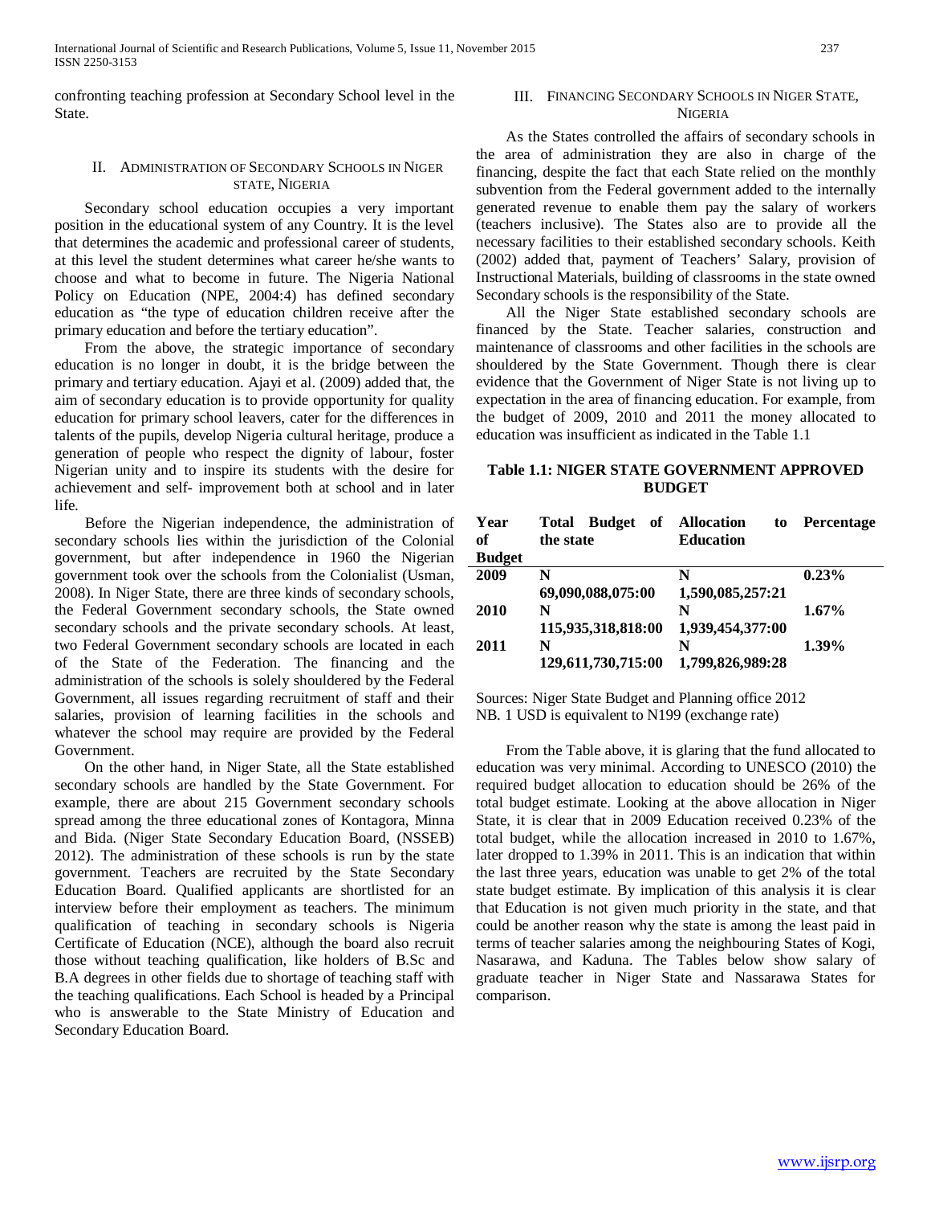confronting teaching profession at Secondary School level in the State.

## II. Administration of Secondary Schools in Niger State, Nigeria

Secondary school education occupies a very important position in the educational system of any Country. It is the level that determines the academic and professional career of students, at this level the student determines what career he/she wants to choose and what to become in future. The Nigeria National Policy on Education (NPE, 2004:4) has defined secondary education as "the type of education children receive after the primary education and before the tertiary education".

From the above, the strategic importance of secondary education is no longer in doubt, it is the bridge between the primary and tertiary education. Ajayi et al. (2009) added that, the aim of secondary education is to provide opportunity for quality education for primary school leavers, cater for the differences in talents of the pupils, develop Nigeria cultural heritage, produce a generation of people who respect the dignity of labour, foster Nigerian unity and to inspire its students with the desire for achievement and self- improvement both at school and in later life.

Before the Nigerian independence, the administration of secondary schools lies within the jurisdiction of the Colonial government, but after independence in 1960 the Nigerian government took over the schools from the Colonialist (Usman, 2008). In Niger State, there are three kinds of secondary schools, the Federal Government secondary schools, the State owned secondary schools and the private secondary schools. At least, two Federal Government secondary schools are located in each of the State of the Federation. The financing and the administration of the schools is solely shouldered by the Federal Government, all issues regarding recruitment of staff and their salaries, provision of learning facilities in the schools and whatever the school may require are provided by the Federal Government.

On the other hand, in Niger State, all the State established secondary schools are handled by the State Government. For example, there are about 215 Government secondary schools spread among the three educational zones of Kontagora, Minna and Bida. (Niger State Secondary Education Board, (NSSEB) 2012). The administration of these schools is run by the state government. Teachers are recruited by the State Secondary Education Board. Qualified applicants are shortlisted for an interview before their employment as teachers. The minimum qualification of teaching in secondary schools is Nigeria Certificate of Education (NCE), although the board also recruit those without teaching qualification, like holders of B.Sc and B.A degrees in other fields due to shortage of teaching staff with the teaching qualifications. Each School is headed by a Principal who is answerable to the State Ministry of Education and Secondary Education Board.

## III. Financing Secondary Schools in Niger State, Nigeria

As the States controlled the affairs of secondary schools in the area of administration they are also in charge of the financing, despite the fact that each State relied on the monthly subvention from the Federal government added to the internally generated revenue to enable them pay the salary of workers (teachers inclusive). The States also are to provide all the necessary facilities to their established secondary schools. Keith (2002) added that, payment of Teachers' Salary, provision of Instructional Materials, building of classrooms in the state owned Secondary schools is the responsibility of the State.

All the Niger State established secondary schools are financed by the State. Teacher salaries, construction and maintenance of classrooms and other facilities in the schools are shouldered by the State Government. Though there is clear evidence that the Government of Niger State is not living up to expectation in the area of financing education. For example, from the budget of 2009, 2010 and 2011 the money allocated to education was insufficient as indicated in the Table 1.1

**Table 1.1: NIGER STATE GOVERNMENT APPROVED BUDGET**

| Year of Budget | Total Budget of the state | Allocation to Education | Percentage |
|---|---|---|---|
| **2009** | **N 69,090,088,075:00** | **N 1,590,085,257:21** | **0.23%** |
| **2010** | **N 115,935,318,818:00** | **N 1,939,454,377:00** | **1.67%** |
| **2011** | **N 129,611,730,715:00** | **N 1,799,826,989:28** | **1.39%** |

Sources: Niger State Budget and Planning office 2012
NB. 1 USD is equivalent to N199 (exchange rate)

From the Table above, it is glaring that the fund allocated to education was very minimal. According to UNESCO (2010) the required budget allocation to education should be 26% of the total budget estimate. Looking at the above allocation in Niger State, it is clear that in 2009 Education received 0.23% of the total budget, while the allocation increased in 2010 to 1.67%, later dropped to 1.39% in 2011. This is an indication that within the last three years, education was unable to get 2% of the total state budget estimate. By implication of this analysis it is clear that Education is not given much priority in the state, and that could be another reason why the state is among the least paid in terms of teacher salaries among the neighbouring States of Kogi, Nasarawa, and Kaduna. The Tables below show salary of graduate teacher in Niger State and Nassarawa States for comparison.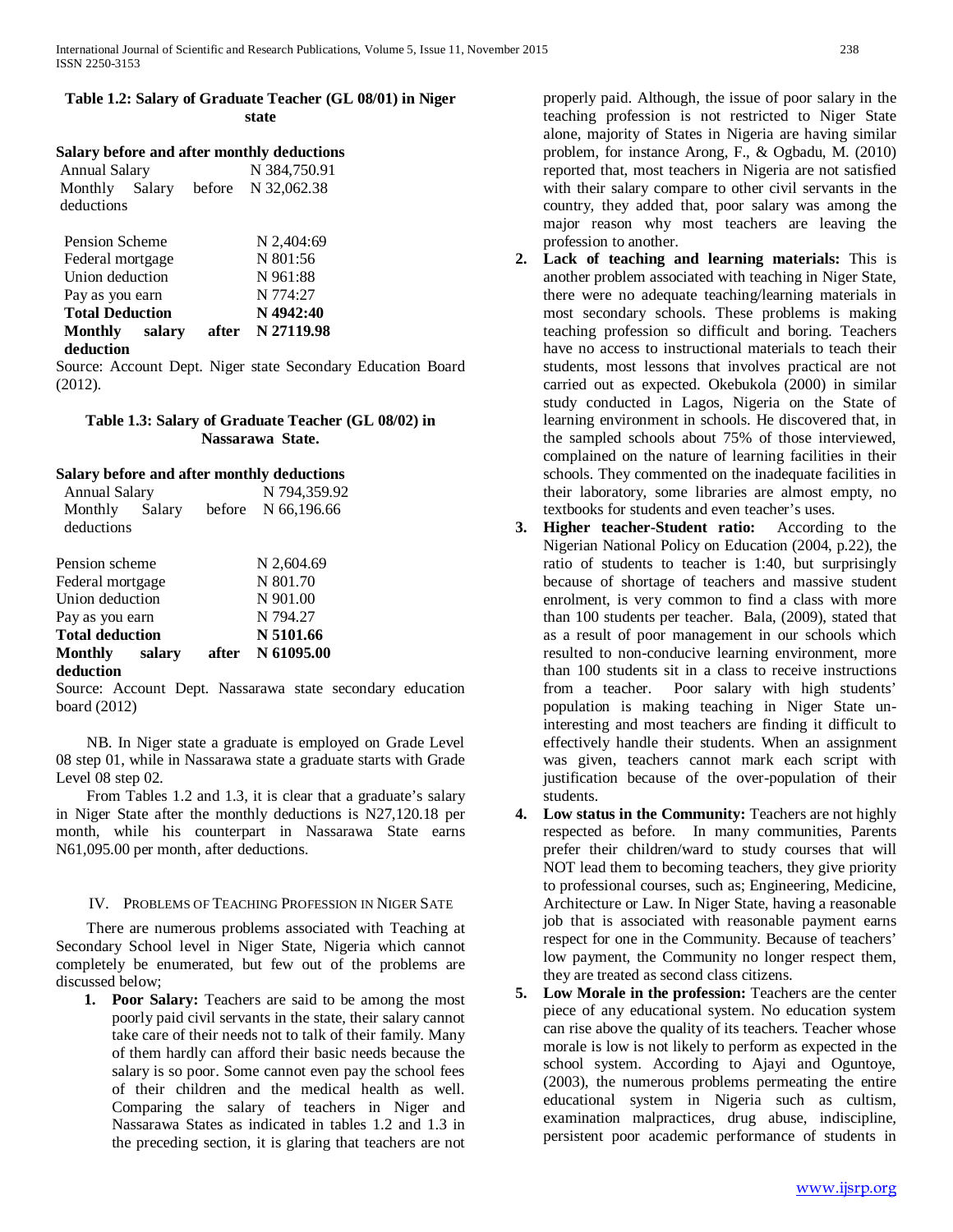**Table 1.2: Salary of Graduate Teacher (GL 08/01) in Niger state**

**Salary before and after monthly deductions**

| | |
|---|---|
| Annual Salary | N 384,750.91 |
| Monthly Salary before deductions | N 32,062.38 |
| Pension Scheme | N 2,404:69 |
| Federal mortgage | N 801:56 |
| Union deduction | N 961:88 |
| Pay as you earn | N 774:27 |
| **Total Deduction** | **N 4942:40** |
| **Monthly salary after deduction** | **N 27119.98** |

Source: Account Dept. Niger state Secondary Education Board (2012).

**Table 1.3: Salary of Graduate Teacher (GL 08/02) in Nassarawa State.**

**Salary before and after monthly deductions**

| | |
|---|---|
| Annual Salary | N 794,359.92 |
| Monthly Salary before deductions | N 66,196.66 |
| Pension scheme | N 2,604.69 |
| Federal mortgage | N 801.70 |
| Union deduction | N 901.00 |
| Pay as you earn | N 794.27 |
| **Total deduction** | **N 5101.66** |
| **Monthly salary after deduction** | **N 61095.00** |

Source: Account Dept. Nassarawa state secondary education board (2012)

NB. In Niger state a graduate is employed on Grade Level 08 step 01, while in Nassarawa state a graduate starts with Grade Level 08 step 02.

From Tables 1.2 and 1.3, it is clear that a graduate's salary in Niger State after the monthly deductions is N27,120.18 per month, while his counterpart in Nassarawa State earns N61,095.00 per month, after deductions.

## IV. Problems of Teaching Profession in Niger Sate

There are numerous problems associated with Teaching at Secondary School level in Niger State, Nigeria which cannot completely be enumerated, but few out of the problems are discussed below;

1. **Poor Salary:** Teachers are said to be among the most poorly paid civil servants in the state, their salary cannot take care of their needs not to talk of their family. Many of them hardly can afford their basic needs because the salary is so poor. Some cannot even pay the school fees of their children and the medical health as well. Comparing the salary of teachers in Niger and Nassarawa States as indicated in tables 1.2 and 1.3 in the preceding section, it is glaring that teachers are not properly paid. Although, the issue of poor salary in the teaching profession is not restricted to Niger State alone, majority of States in Nigeria are having similar problem, for instance Arong, F., & Ogbadu, M. (2010) reported that, most teachers in Nigeria are not satisfied with their salary compare to other civil servants in the country, they added that, poor salary was among the major reason why most teachers are leaving the profession to another.
2. **Lack of teaching and learning materials:** This is another problem associated with teaching in Niger State, there were no adequate teaching/learning materials in most secondary schools. These problems is making teaching profession so difficult and boring. Teachers have no access to instructional materials to teach their students, most lessons that involves practical are not carried out as expected. Okebukola (2000) in similar study conducted in Lagos, Nigeria on the State of learning environment in schools. He discovered that, in the sampled schools about 75% of those interviewed, complained on the nature of learning facilities in their schools. They commented on the inadequate facilities in their laboratory, some libraries are almost empty, no textbooks for students and even teacher's uses.
3. **Higher teacher-Student ratio:** According to the Nigerian National Policy on Education (2004, p.22), the ratio of students to teacher is 1:40, but surprisingly because of shortage of teachers and massive student enrolment, is very common to find a class with more than 100 students per teacher. Bala, (2009), stated that as a result of poor management in our schools which resulted to non-conducive learning environment, more than 100 students sit in a class to receive instructions from a teacher. Poor salary with high students' population is making teaching in Niger State un-interesting and most teachers are finding it difficult to effectively handle their students. When an assignment was given, teachers cannot mark each script with justification because of the over-population of their students.
4. **Low status in the Community:** Teachers are not highly respected as before. In many communities, Parents prefer their children/ward to study courses that will NOT lead them to becoming teachers, they give priority to professional courses, such as; Engineering, Medicine, Architecture or Law. In Niger State, having a reasonable job that is associated with reasonable payment earns respect for one in the Community. Because of teachers' low payment, the Community no longer respect them, they are treated as second class citizens.
5. **Low Morale in the profession:** Teachers are the center piece of any educational system. No education system can rise above the quality of its teachers. Teacher whose morale is low is not likely to perform as expected in the school system. According to Ajayi and Oguntoye, (2003), the numerous problems permeating the entire educational system in Nigeria such as cultism, examination malpractices, drug abuse, indiscipline, persistent poor academic performance of students in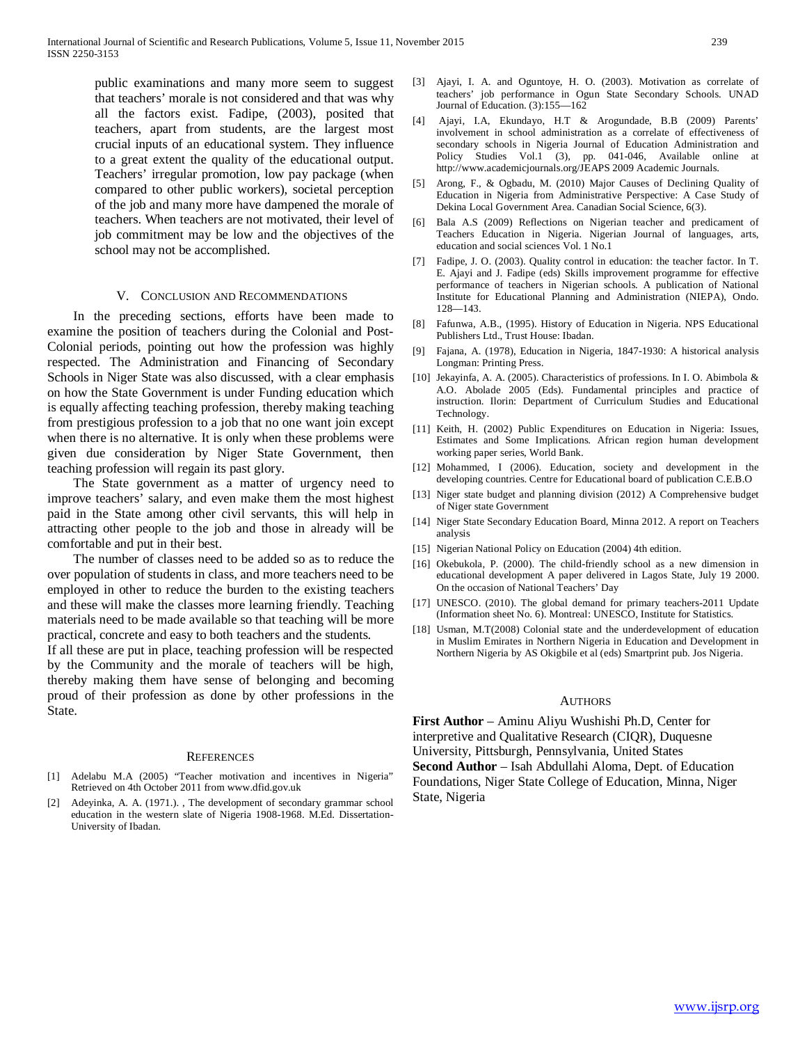public examinations and many more seem to suggest that teachers' morale is not considered and that was why all the factors exist. Fadipe, (2003), posited that teachers, apart from students, are the largest most crucial inputs of an educational system. They influence to a great extent the quality of the educational output. Teachers' irregular promotion, low pay package (when compared to other public workers), societal perception of the job and many more have dampened the morale of teachers. When teachers are not motivated, their level of job commitment may be low and the objectives of the school may not be accomplished.

## V. Conclusion and Recommendations

In the preceding sections, efforts have been made to examine the position of teachers during the Colonial and Post-Colonial periods, pointing out how the profession was highly respected. The Administration and Financing of Secondary Schools in Niger State was also discussed, with a clear emphasis on how the State Government is under Funding education which is equally affecting teaching profession, thereby making teaching from prestigious profession to a job that no one want join except when there is no alternative. It is only when these problems were given due consideration by Niger State Government, then teaching profession will regain its past glory.

The State government as a matter of urgency need to improve teachers' salary, and even make them the most highest paid in the State among other civil servants, this will help in attracting other people to the job and those in already will be comfortable and put in their best.

The number of classes need to be added so as to reduce the over population of students in class, and more teachers need to be employed in other to reduce the burden to the existing teachers and these will make the classes more learning friendly. Teaching materials need to be made available so that teaching will be more practical, concrete and easy to both teachers and the students.

If all these are put in place, teaching profession will be respected by the Community and the morale of teachers will be high, thereby making them have sense of belonging and becoming proud of their profession as done by other professions in the State.

## References

[1] Adelabu M.A (2005) "Teacher motivation and incentives in Nigeria" Retrieved on 4th October 2011 from www.dfid.gov.uk

[2] Adeyinka, A. A. (1971.). , The development of secondary grammar school education in the western slate of Nigeria 1908-1968. M.Ed. Dissertation- University of Ibadan.

[3] Ajayi, I. A. and Oguntoye, H. O. (2003). Motivation as correlate of teachers' job performance in Ogun State Secondary Schools. UNAD Journal of Education. (3):155—162

[4] Ajayi, I.A, Ekundayo, H.T & Arogundade, B.B (2009) Parents' involvement in school administration as a correlate of effectiveness of secondary schools in Nigeria Journal of Education Administration and Policy Studies Vol.1 (3), pp. 041-046, Available online at http://www.academicjournals.org/JEAPS 2009 Academic Journals.

[5] Arong, F., & Ogbadu, M. (2010) Major Causes of Declining Quality of Education in Nigeria from Administrative Perspective: A Case Study of Dekina Local Government Area. Canadian Social Science, 6(3).

[6] Bala A.S (2009) Reflections on Nigerian teacher and predicament of Teachers Education in Nigeria. Nigerian Journal of languages, arts, education and social sciences Vol. 1 No.1

[7] Fadipe, J. O. (2003). Quality control in education: the teacher factor. In T. E. Ajayi and J. Fadipe (eds) Skills improvement programme for effective performance of teachers in Nigerian schools. A publication of National Institute for Educational Planning and Administration (NIEPA), Ondo. 128—143.

[8] Fafunwa, A.B., (1995). History of Education in Nigeria. NPS Educational Publishers Ltd., Trust House: Ibadan.

[9] Fajana, A. (1978), Education in Nigeria, 1847-1930: A historical analysis Longman: Printing Press.

[10] Jekayinfa, A. A. (2005). Characteristics of professions. In I. O. Abimbola & A.O. Abolade 2005 (Eds). Fundamental principles and practice of instruction. Ilorin: Department of Curriculum Studies and Educational Technology.

[11] Keith, H. (2002) Public Expenditures on Education in Nigeria: Issues, Estimates and Some Implications. African region human development working paper series, World Bank.

[12] Mohammed, I (2006). Education, society and development in the developing countries. Centre for Educational board of publication C.E.B.O

[13] Niger state budget and planning division (2012) A Comprehensive budget of Niger state Government

[14] Niger State Secondary Education Board, Minna 2012. A report on Teachers analysis

[15] Nigerian National Policy on Education (2004) 4th edition.

[16] Okebukola, P. (2000). The child-friendly school as a new dimension in educational development A paper delivered in Lagos State, July 19 2000. On the occasion of National Teachers' Day

[17] UNESCO. (2010). The global demand for primary teachers-2011 Update (Information sheet No. 6). Montreal: UNESCO, Institute for Statistics.

[18] Usman, M.T(2008) Colonial state and the underdevelopment of education in Muslim Emirates in Northern Nigeria in Education and Development in Northern Nigeria by AS Okigbile et al (eds) Smartprint pub. Jos Nigeria.

## Authors

**First Author** – Aminu Aliyu Wushishi Ph.D, Center for interpretive and Qualitative Research (CIQR), Duquesne University, Pittsburgh, Pennsylvania, United States

**Second Author** – Isah Abdullahi Aloma, Dept. of Education Foundations, Niger State College of Education, Minna, Niger State, Nigeria